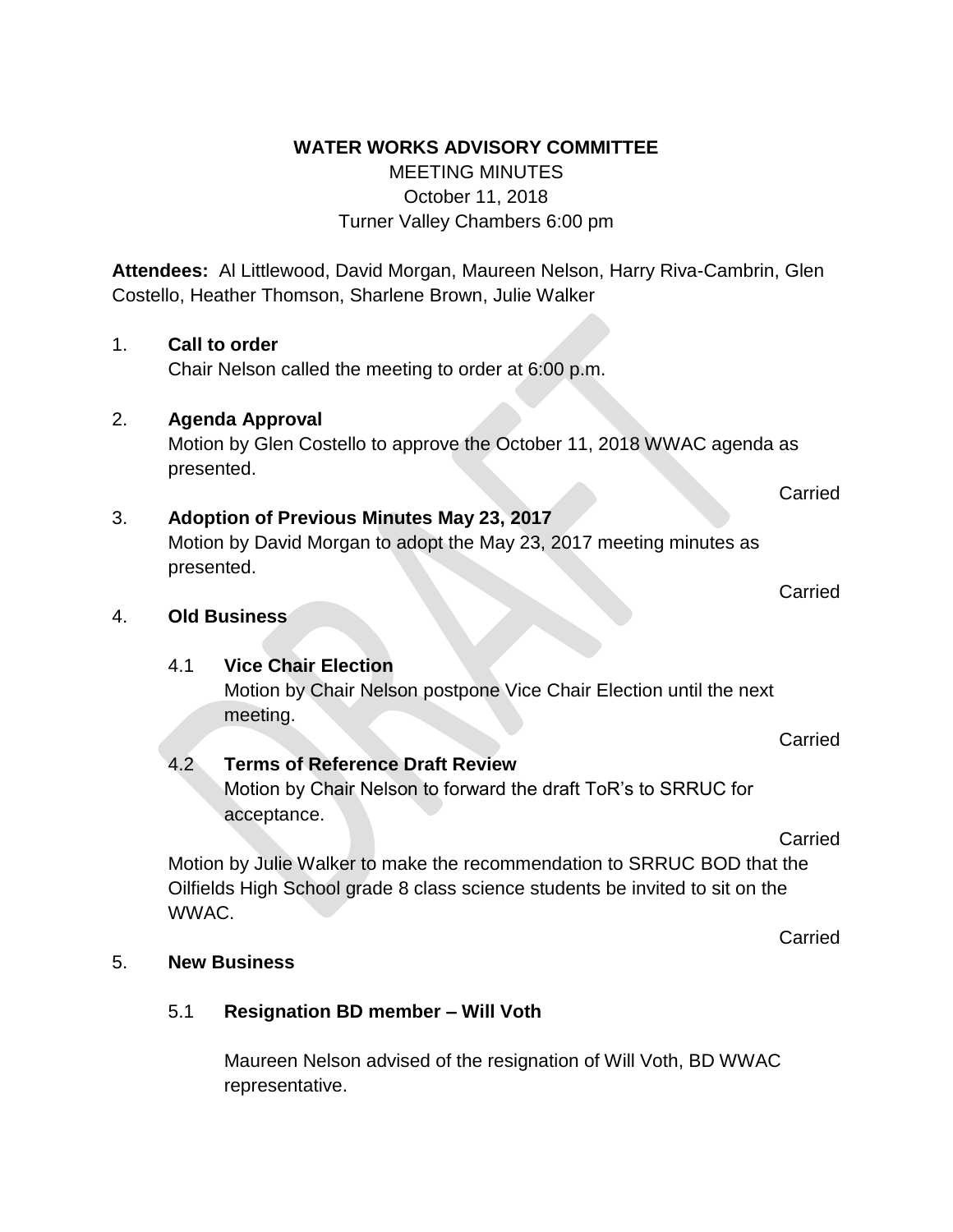**WATER WORKS ADVISORY COMMITTEE**

MEETING MINUTES

October 11, 2018

Turner Valley Chambers 6:00 pm

**Attendees:** Al Littlewood, David Morgan, Maureen Nelson, Harry Riva-Cambrin, Glen Costello, Heather Thomson, Sharlene Brown, Julie Walker

1. **Call to order**

   Chair Nelson called the meeting to order at 6:00 p.m.

2. **Agenda Approval**

   Motion by Glen Costello to approve the October 11, 2018 WWAC agenda as presented.

   Carried

3. **Adoption of Previous Minutes May 23, 2017**

   Motion by David Morgan to adopt the May 23, 2017 meeting minutes as presented.

   Carried

4. **Old Business**

   4.1 **Vice Chair Election**

   Motion by Chair Nelson postpone Vice Chair Election until the next meeting.

   Carried

   4.2 **Terms of Reference Draft Review**

   Motion by Chair Nelson to forward the draft ToR's to SRRUC for acceptance.

   Carried

   Motion by Julie Walker to make the recommendation to SRRUC BOD that the Oilfields High School grade 8 class science students be invited to sit on the WWAC.

   Carried

5. **New Business**

   5.1 **Resignation BD member – Will Voth**

   Maureen Nelson advised of the resignation of Will Voth, BD WWAC representative.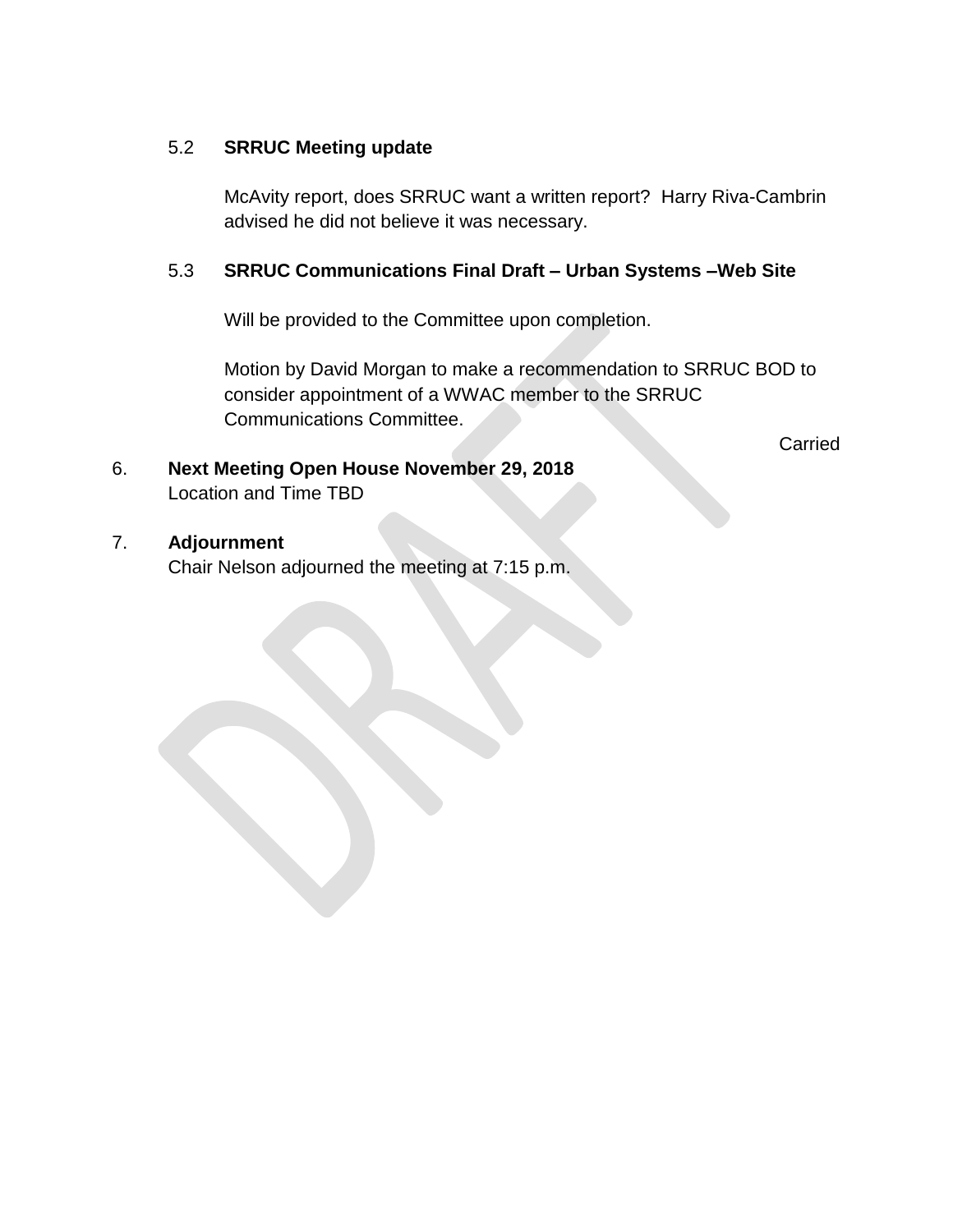5.2 **SRRUC Meeting update**

McAvity report, does SRRUC want a written report? Harry Riva-Cambrin advised he did not believe it was necessary.

5.3 **SRRUC Communications Final Draft – Urban Systems –Web Site**

Will be provided to the Committee upon completion.

Motion by David Morgan to make a recommendation to SRRUC BOD to consider appointment of a WWAC member to the SRRUC Communications Committee.

Carried

6. **Next Meeting Open House November 29, 2018**
Location and Time TBD

7. **Adjournment**
Chair Nelson adjourned the meeting at 7:15 p.m.